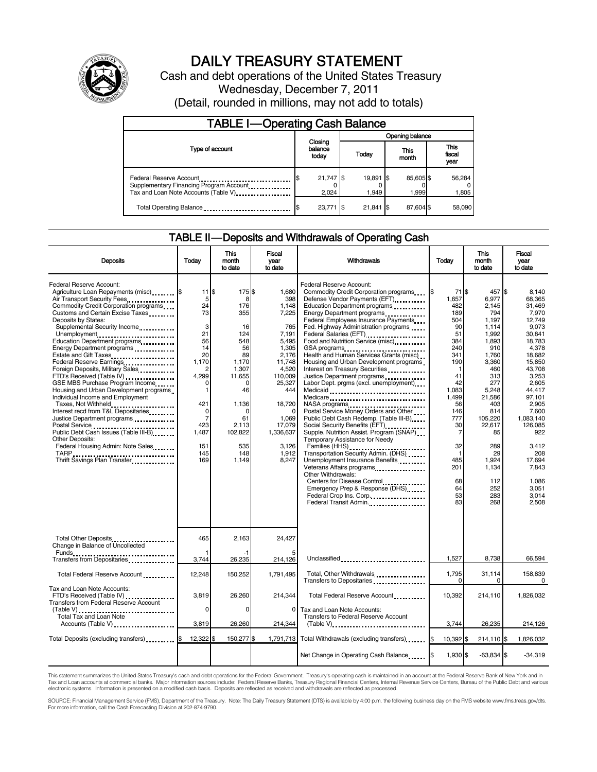# DAILY TREASURY STATEMENT

Cash and debt operations of the United States Treasury

Wednesday, December 7, 2011

(Detail, rounded in millions, may not add to totals)

## TABLE I—Operating Cash Balance

| Type of account | Closing balance today | Opening balance Today | Opening balance This month | Opening balance This fiscal year |
|---|---|---|---|---|
| Federal Reserve Account | $ 21,747 | $ 19,891 | $ 85,605 | $ 56,284 |
| Supplementary Financing Program Account | 0 | 0 | 0 | 0 |
| Tax and Loan Note Accounts (Table V) | 2,024 | 1,949 | 1,999 | 1,805 |
| Total Operating Balance | $ 23,771 | $ 21,841 | $ 87,604 | $ 58,090 |

## TABLE II—Deposits and Withdrawals of Operating Cash

| Deposits | Today | This month to date | Fiscal year to date | Withdrawals | Today | This month to date | Fiscal year to date |
|---|---|---|---|---|---|---|---|
| Federal Reserve Account: | | | | Federal Reserve Account: | | | |
| Agriculture Loan Repayments (misc) | $ 11 | $ 175 | $ 1,680 | Commodity Credit Corporation programs | $ 71 | $ 457 | $ 8,140 |
| Air Transport Security Fees | 5 | 8 | 398 | Defense Vendor Payments (EFT) | 1,657 | 6,977 | 68,365 |
| Commodity Credit Corporation programs | 24 | 176 | 1,148 | Education Department programs | 482 | 2,145 | 31,469 |
| Customs and Certain Excise Taxes | 73 | 355 | 7,225 | Energy Department programs | 189 | 794 | 7,970 |
| Deposits by States: | | | | Federal Employees Insurance Payments | 504 | 1,197 | 12,749 |
| Supplemental Security Income | 3 | 16 | 765 | Fed. Highway Administration programs | 90 | 1,114 | 9,073 |
| Unemployment | 21 | 124 | 7,191 | Federal Salaries (EFT) | 51 | 1,992 | 30,841 |
| Education Department programs | 56 | 548 | 5,495 | Food and Nutrition Service (misc) | 384 | 1,893 | 18,783 |
| Energy Department programs | 14 | 56 | 1,305 | GSA programs | 240 | 910 | 4,378 |
| Estate and Gift Taxes | 20 | 89 | 2,176 | Health and Human Services Grants (misc) | 341 | 1,760 | 18,682 |
| Federal Reserve Earnings | 1,170 | 1,170 | 11,748 | Housing and Urban Development programs | 190 | 3,360 | 15,850 |
| Foreign Deposits, Military Sales | 2 | 1,307 | 4,520 | Interest on Treasury Securities | 1 | 460 | 43,708 |
| FTD's Received (Table IV) | 4,299 | 11,655 | 110,009 | Justice Department programs | 41 | 313 | 3,253 |
| GSE MBS Purchase Program Income | 0 | 0 | 25,327 | Labor Dept. prgms (excl. unemployment) | 42 | 277 | 2,605 |
| Housing and Urban Development programs | 1 | 46 | 444 | Medicaid | 1,083 | 5,248 | 44,417 |
| Individual Income and Employment Taxes, Not Withheld | 421 | 1,136 | 18,720 | Medicare | 1,499 | 21,586 | 97,101 |
| Interest recd from T&L Depositaries | 0 | 0 | 0 | NASA programs | 56 | 403 | 2,905 |
| Justice Department programs | 7 | 61 | 1,069 | Postal Service Money Orders and Other | 146 | 814 | 7,600 |
| Postal Service | 423 | 2,113 | 17,079 | Public Debt Cash Redemp. (Table III-B) | 777 | 105,220 | 1,083,140 |
| Public Debt Cash Issues (Table III-B) | 1,487 | 102,822 | 1,336,637 | Social Security Benefits (EFT) | 30 | 22,617 | 126,085 |
| Other Deposits: | | | | Supple. Nutrition Assist. Program (SNAP) | 7 | 85 | 922 |
| Federal Housing Admin: Note Sales | 151 | 535 | 3,126 | Temporary Assistance for Needy Families (HHS) | 32 | 289 | 3,412 |
| TARP | 145 | 148 | 1,912 | Transportation Security Admin. (DHS) | 1 | 29 | 208 |
| Thrift Savings Plan Transfer | 169 | 1,149 | 8,247 | Unemployment Insurance Benefits | 485 | 1,924 | 17,694 |
| | | | | Veterans Affairs programs | 201 | 1,134 | 7,843 |
| | | | | Other Withdrawals: | | | |
| | | | | Centers for Disease Control | 68 | 112 | 1,086 |
| | | | | Emergency Prep & Response (DHS) | 64 | 252 | 3,051 |
| | | | | Federal Crop Ins. Corp. | 53 | 283 | 3,014 |
| | | | | Federal Transit Admin. | 83 | 268 | 2,508 |
| Total Other Deposits | 465 | 2,163 | 24,427 | | | | |
| Change in Balance of Uncollected Funds | 1 | -1 | 5 | | | | |
| Transfers from Depositaries | 3,744 | 26,235 | 214,126 | Unclassified | 1,527 | 8,738 | 66,594 |
| Total Federal Reserve Account | 12,248 | 150,252 | 1,791,495 | Total, Other Withdrawals | 1,795 | 31,114 | 158,839 |
| | | | | Transfers to Depositaries | 0 | 0 | 0 |
| Tax and Loan Note Accounts: | | | | | | | |
| FTD's Received (Table IV) | 3,819 | 26,260 | 214,344 | Total Federal Reserve Account | 10,392 | 214,110 | 1,826,032 |
| Transfers from Federal Reserve Account (Table V) | 0 | 0 | 0 | Tax and Loan Note Accounts: | | | |
| Total Tax and Loan Note Accounts (Table V) | 3,819 | 26,260 | 214,344 | Transfers to Federal Reserve Account (Table V) | 3,744 | 26,235 | 214,126 |
| Total Deposits (excluding transfers) | $ 12,322 | $ 150,277 | $ 1,791,713 | Total Withdrawals (excluding transfers) | $ 10,392 | $ 214,110 | $ 1,826,032 |
| | | | | Net Change in Operating Cash Balance | $ 1,930 | $ -63,834 | $ -34,319 |

This statement summarizes the United States Treasury's cash and debt operations for the Federal Government. Treasury's operating cash is maintained in an account at the Federal Reserve Bank of New York and in Tax and Loan accounts at commercial banks. Major information sources include: Federal Reserve Banks, Treasury Regional Financial Centers, Internal Revenue Service Centers, Bureau of the Public Debt and various electronic systems. Information is presented on a modified cash basis. Deposits are reflected as received and withdrawals are reflected as processed.

SOURCE: Financial Management Service (FMS), Department of the Treasury. Note: The Daily Treasury Statement (DTS) is available by 4:00 p.m. the following business day on the FMS website www.fms.treas.gov/dts. For more information, call the Cash Forecasting Division at 202-874-9790.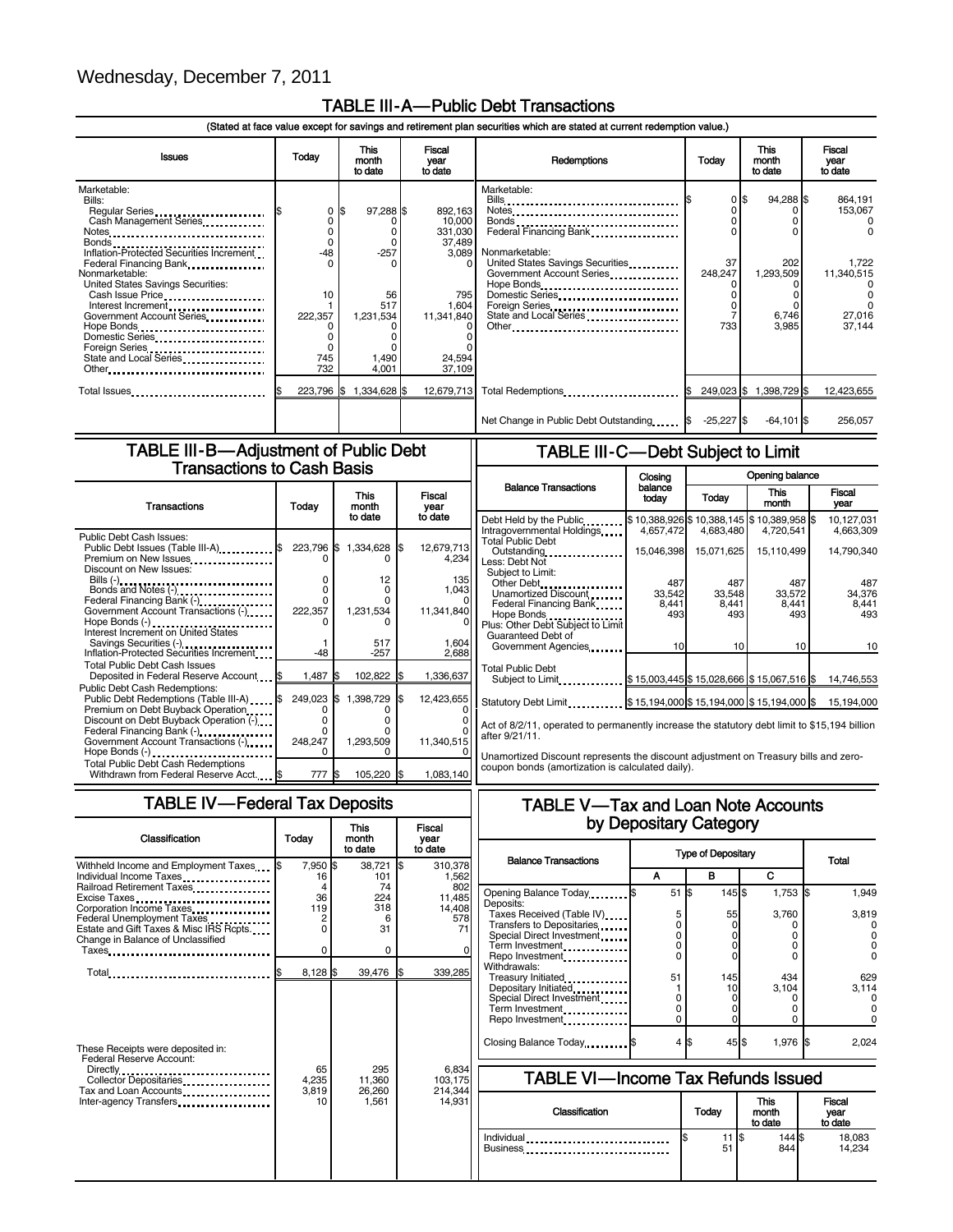Wednesday, December 7, 2011

## TABLE III-A—Public Debt Transactions

(Stated at face value except for savings and retirement plan securities which are stated at current redemption value.)

| Issues | Today | This month to date | Fiscal year to date |
|---|---|---|---|
| Marketable: | | | |
| Bills: | | | |
| Regular Series | $ 0 | $ 97,288 | $ 892,163 |
| Cash Management Series | 0 | 0 | 10,000 |
| Notes | 0 | 0 | 331,030 |
| Bonds | 0 | 0 | 37,489 |
| Inflation-Protected Securities Increment | -48 | -257 | 3,089 |
| Federal Financing Bank | 0 | 0 | 0 |
| Nonmarketable: | | | |
| United States Savings Securities: | | | |
| Cash Issue Price | 10 | 56 | 795 |
| Interest Increment | 1 | 517 | 1,604 |
| Government Account Series | 222,357 | 1,231,534 | 11,341,840 |
| Hope Bonds | 0 | 0 | 0 |
| Domestic Series | 0 | 0 | 0 |
| Foreign Series | 0 | 0 | 0 |
| State and Local Series | 745 | 1,490 | 24,594 |
| Other | 732 | 4,001 | 37,109 |
| Total Issues | $ 223,796 | $ 1,334,628 | $ 12,679,713 |

| Redemptions | Today | This month to date | Fiscal year to date |
|---|---|---|---|
| Marketable: | | | |
| Bills | $ 0 | $ 94,288 | $ 864,191 |
| Notes | 0 | 0 | 153,067 |
| Bonds | 0 | 0 | 0 |
| Federal Financing Bank | 0 | 0 | 0 |
| Nonmarketable: | | | |
| United States Savings Securities | 37 | 202 | 1,722 |
| Government Account Series | 248,247 | 1,293,509 | 11,340,515 |
| Hope Bonds | 0 | 0 | 0 |
| Domestic Series | 0 | 0 | 0 |
| Foreign Series | 0 | 0 | 0 |
| State and Local Series | 7 | 6,746 | 27,016 |
| Other | 733 | 3,985 | 37,144 |
| Total Redemptions | $ 249,023 | $ 1,398,729 | $ 12,423,655 |
| Net Change in Public Debt Outstanding | $ -25,227 | $ -64,101 | $ 256,057 |

## TABLE III-B—Adjustment of Public Debt Transactions to Cash Basis

| Transactions | Today | This month to date | Fiscal year to date |
|---|---|---|---|
| Public Debt Cash Issues: | | | |
| Public Debt Issues (Table III-A) | $ 223,796 | $ 1,334,628 | $ 12,679,713 |
| Premium on New Issues | 0 | 0 | 4,234 |
| Discount on New Issues: | | | |
| Bills (-) | 0 | 12 | 135 |
| Bonds and Notes (-) | 0 | 0 | 1,043 |
| Federal Financing Bank (-) | 0 | 0 | 0 |
| Government Account Transactions (-) | 222,357 | 1,231,534 | 11,341,840 |
| Hope Bonds (-) | 0 | 0 | 0 |
| Interest Increment on United States Savings Securities (-) | 1 | 517 | 1,604 |
| Inflation-Protected Securities Increment | -48 | -257 | 2,688 |
| Total Public Debt Cash Issues Deposited in Federal Reserve Account | $ 1,487 | $ 102,822 | $ 1,336,637 |
| Public Debt Cash Redemptions: | | | |
| Public Debt Redemptions (Table III-A) | $ 249,023 | $ 1,398,729 | $ 12,423,655 |
| Premium on Debt Buyback Operation | 0 | 0 | 0 |
| Discount on Debt Buyback Operation (-) | 0 | 0 | 0 |
| Federal Financing Bank (-) | 0 | 0 | 0 |
| Government Account Transactions (-) | 248,247 | 1,293,509 | 11,340,515 |
| Hope Bonds (-) | 0 | 0 | 0 |
| Total Public Debt Cash Redemptions Withdrawn from Federal Reserve Acct. | $ 777 | $ 105,220 | $ 1,083,140 |

## TABLE III-C—Debt Subject to Limit

| Balance Transactions | Closing balance today | Opening balance Today | Opening balance This month | Opening balance Fiscal year |
|---|---|---|---|---|
| Debt Held by the Public | $ 10,388,926 | $ 10,388,145 | $ 10,389,958 | $ 10,127,031 |
| Intragovernmental Holdings | 4,657,472 | 4,683,480 | 4,720,541 | 4,663,309 |
| Total Public Debt Outstanding | 15,046,398 | 15,071,625 | 15,110,499 | 14,790,340 |
| Less: Debt Not Subject to Limit: | | | | |
| Other Debt | 487 | 487 | 487 | 487 |
| Unamortized Discount | 33,542 | 33,548 | 33,572 | 34,376 |
| Federal Financing Bank | 8,441 | 8,441 | 8,441 | 8,441 |
| Hope Bonds | 493 | 493 | 493 | 493 |
| Plus: Other Debt Subject to Limit Guaranteed Debt of Government Agencies | 10 | 10 | 10 | 10 |
| Total Public Debt Subject to Limit | $ 15,003,445 | $ 15,028,666 | $ 15,067,516 | $ 14,746,553 |
| Statutory Debt Limit | $ 15,194,000 | $ 15,194,000 | $ 15,194,000 | $ 15,194,000 |

Act of 8/2/11, operated to permanently increase the statutory debt limit to $15,194 billion after 9/21/11.

Unamortized Discount represents the discount adjustment on Treasury bills and zero-coupon bonds (amortization is calculated daily).

## TABLE IV—Federal Tax Deposits

| Classification | Today | This month to date | Fiscal year to date |
|---|---|---|---|
| Withheld Income and Employment Taxes | $ 7,950 | $ 38,721 | $ 310,378 |
| Individual Income Taxes | 16 | 101 | 1,562 |
| Railroad Retirement Taxes | 4 | 74 | 802 |
| Excise Taxes | 36 | 224 | 11,485 |
| Corporation Income Taxes | 119 | 318 | 14,408 |
| Federal Unemployment Taxes | 2 | 6 | 578 |
| Estate and Gift Taxes & Misc IRS Rcpts. | 0 | 31 | 71 |
| Change in Balance of Unclassified Taxes | 0 | 0 | 0 |
| Total | $ 8,128 | $ 39,476 | $ 339,285 |
| These Receipts were deposited in: | | | |
| Federal Reserve Account: | | | |
| Directly | 65 | 295 | 6,834 |
| Collector Depositaries | 4,235 | 11,360 | 103,175 |
| Tax and Loan Accounts | 3,819 | 26,260 | 214,344 |
| Inter-agency Transfers | 10 | 1,561 | 14,931 |

## TABLE V—Tax and Loan Note Accounts by Depositary Category

| Balance Transactions | Type of Depositary A | B | C | Total |
|---|---|---|---|---|
| Opening Balance Today | $ 51 | $ 145 | $ 1,753 | $ 1,949 |
| Deposits: | | | | |
| Taxes Received (Table IV) | 5 | 55 | 3,760 | 3,819 |
| Transfers to Depositaries | 0 | 0 | 0 | 0 |
| Special Direct Investment | 0 | 0 | 0 | 0 |
| Term Investment | 0 | 0 | 0 | 0 |
| Repo Investment | 0 | 0 | 0 | 0 |
| Withdrawals: | | | | |
| Treasury Initiated | 51 | 145 | 434 | 629 |
| Depositary Initiated | 1 | 10 | 3,104 | 3,114 |
| Special Direct Investment | 0 | 0 | 0 | 0 |
| Term Investment | 0 | 0 | 0 | 0 |
| Repo Investment | 0 | 0 | 0 | 0 |
| Closing Balance Today | $ 4 | $ 45 | $ 1,976 | $ 2,024 |

## TABLE VI—Income Tax Refunds Issued

| Classification | Today | This month to date | Fiscal year to date |
|---|---|---|---|
| Individual | $ 11 | $ 144 | $ 18,083 |
| Business | 51 | 844 | 14,234 |